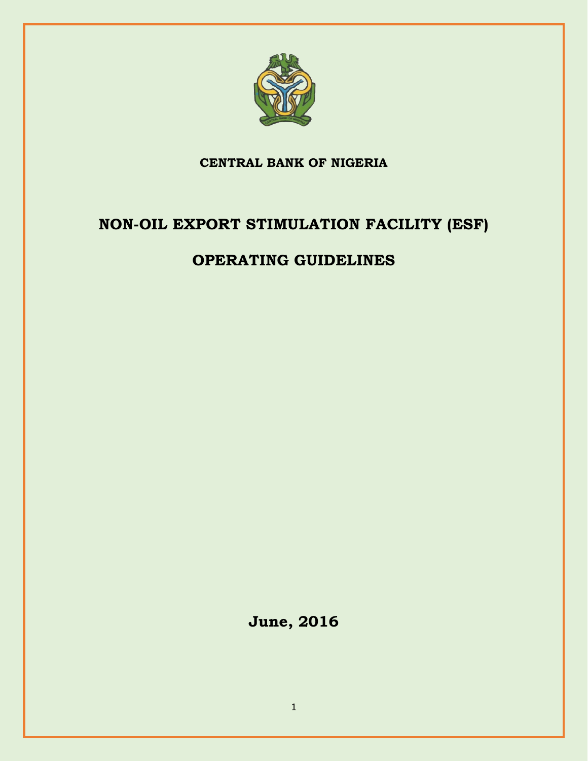**CENTRAL BANK OF NIGERIA**

# NON-OIL EXPORT STIMULATION FACILITY (ESF)

# OPERATING GUIDELINES

**June, 2016**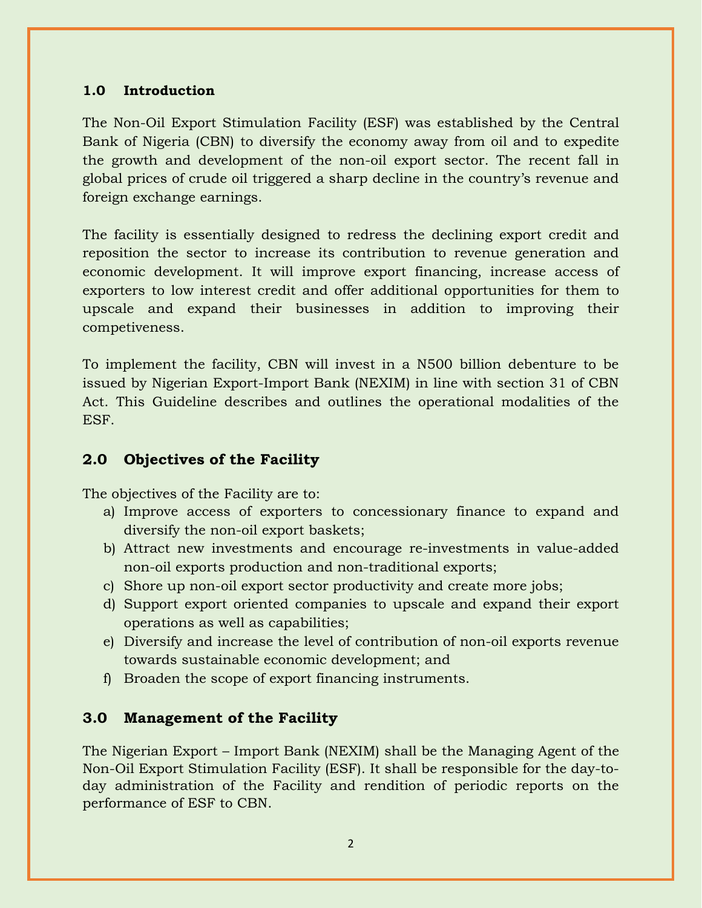## 1.0 Introduction

The Non-Oil Export Stimulation Facility (ESF) was established by the Central Bank of Nigeria (CBN) to diversify the economy away from oil and to expedite the growth and development of the non-oil export sector. The recent fall in global prices of crude oil triggered a sharp decline in the country's revenue and foreign exchange earnings.

The facility is essentially designed to redress the declining export credit and reposition the sector to increase its contribution to revenue generation and economic development. It will improve export financing, increase access of exporters to low interest credit and offer additional opportunities for them to upscale and expand their businesses in addition to improving their competiveness.

To implement the facility, CBN will invest in a N500 billion debenture to be issued by Nigerian Export-Import Bank (NEXIM) in line with section 31 of CBN Act. This Guideline describes and outlines the operational modalities of the ESF.

## 2.0 Objectives of the Facility

The objectives of the Facility are to:

a) Improve access of exporters to concessionary finance to expand and diversify the non-oil export baskets;
b) Attract new investments and encourage re-investments in value-added non-oil exports production and non-traditional exports;
c) Shore up non-oil export sector productivity and create more jobs;
d) Support export oriented companies to upscale and expand their export operations as well as capabilities;
e) Diversify and increase the level of contribution of non-oil exports revenue towards sustainable economic development; and
f) Broaden the scope of export financing instruments.

## 3.0 Management of the Facility

The Nigerian Export – Import Bank (NEXIM) shall be the Managing Agent of the Non-Oil Export Stimulation Facility (ESF). It shall be responsible for the day-to-day administration of the Facility and rendition of periodic reports on the performance of ESF to CBN.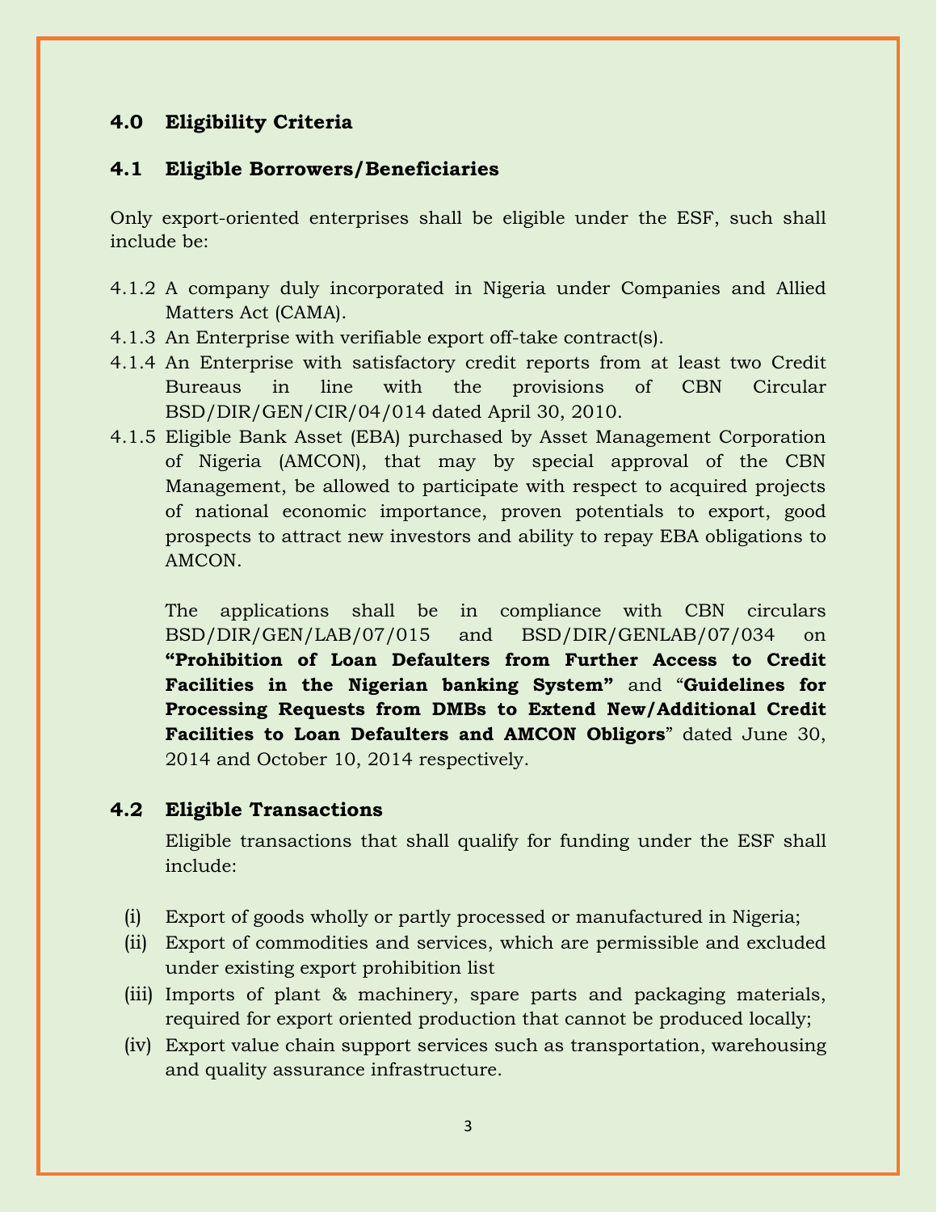## 4.0 Eligibility Criteria

### 4.1 Eligible Borrowers/Beneficiaries

Only export-oriented enterprises shall be eligible under the ESF, such shall include be:

4.1.2 A company duly incorporated in Nigeria under Companies and Allied Matters Act (CAMA).

4.1.3 An Enterprise with verifiable export off-take contract(s).

4.1.4 An Enterprise with satisfactory credit reports from at least two Credit Bureaus in line with the provisions of CBN Circular BSD/DIR/GEN/CIR/04/014 dated April 30, 2010.

4.1.5 Eligible Bank Asset (EBA) purchased by Asset Management Corporation of Nigeria (AMCON), that may by special approval of the CBN Management, be allowed to participate with respect to acquired projects of national economic importance, proven potentials to export, good prospects to attract new investors and ability to repay EBA obligations to AMCON.

The applications shall be in compliance with CBN circulars BSD/DIR/GEN/LAB/07/015 and BSD/DIR/GENLAB/07/034 on **"Prohibition of Loan Defaulters from Further Access to Credit Facilities in the Nigerian banking System"** and "**Guidelines for Processing Requests from DMBs to Extend New/Additional Credit Facilities to Loan Defaulters and AMCON Obligors**" dated June 30, 2014 and October 10, 2014 respectively.

### 4.2 Eligible Transactions

Eligible transactions that shall qualify for funding under the ESF shall include:

(i) Export of goods wholly or partly processed or manufactured in Nigeria;

(ii) Export of commodities and services, which are permissible and excluded under existing export prohibition list

(iii) Imports of plant & machinery, spare parts and packaging materials, required for export oriented production that cannot be produced locally;

(iv) Export value chain support services such as transportation, warehousing and quality assurance infrastructure.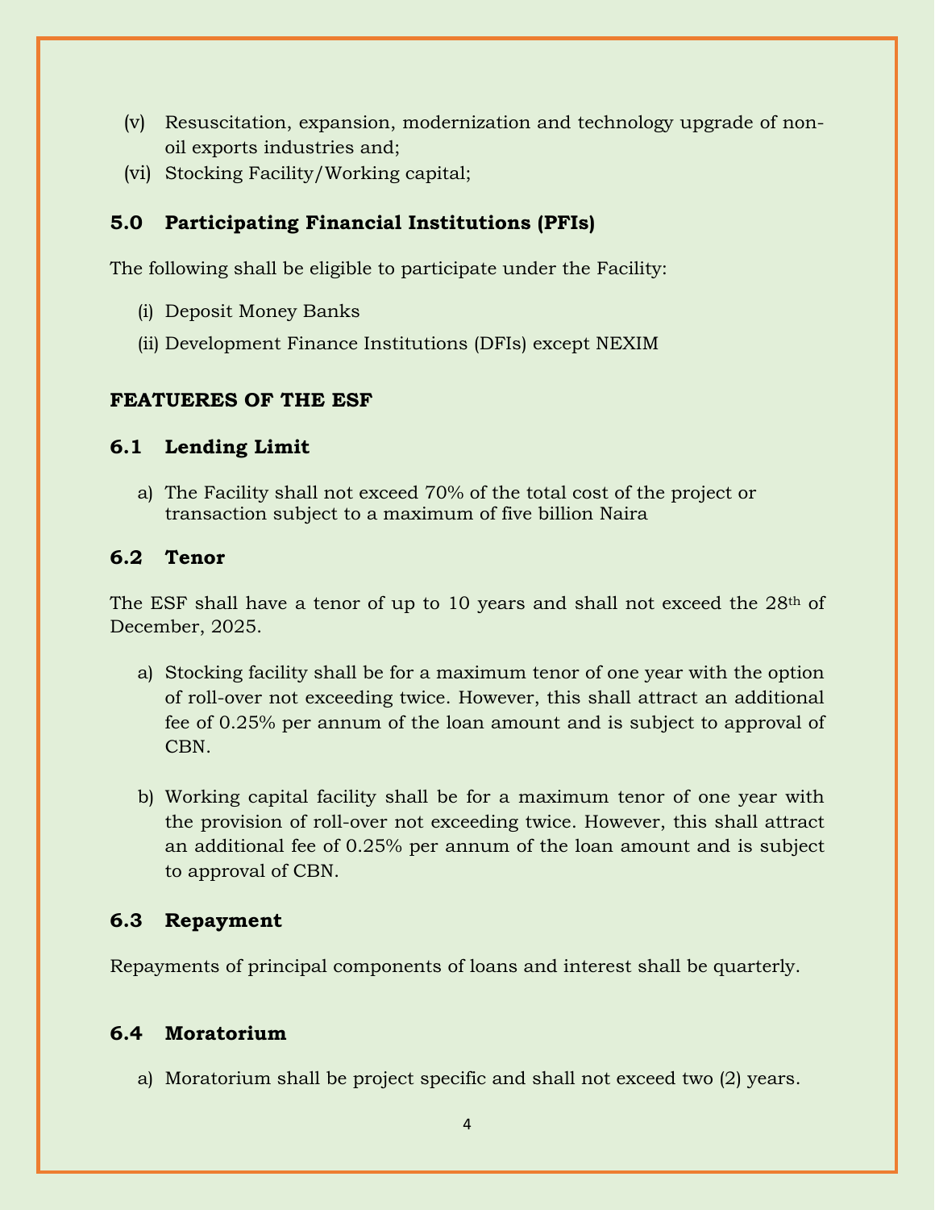(v) Resuscitation, expansion, modernization and technology upgrade of non-oil exports industries and;

(vi) Stocking Facility/Working capital;

## 5.0 Participating Financial Institutions (PFIs)

The following shall be eligible to participate under the Facility:

(i) Deposit Money Banks

(ii) Development Finance Institutions (DFIs) except NEXIM

## FEATUERES OF THE ESF

### 6.1 Lending Limit

a) The Facility shall not exceed 70% of the total cost of the project or transaction subject to a maximum of five billion Naira

### 6.2 Tenor

The ESF shall have a tenor of up to 10 years and shall not exceed the 28th of December, 2025.

a) Stocking facility shall be for a maximum tenor of one year with the option of roll-over not exceeding twice. However, this shall attract an additional fee of 0.25% per annum of the loan amount and is subject to approval of CBN.

b) Working capital facility shall be for a maximum tenor of one year with the provision of roll-over not exceeding twice. However, this shall attract an additional fee of 0.25% per annum of the loan amount and is subject to approval of CBN.

### 6.3 Repayment

Repayments of principal components of loans and interest shall be quarterly.

### 6.4 Moratorium

a) Moratorium shall be project specific and shall not exceed two (2) years.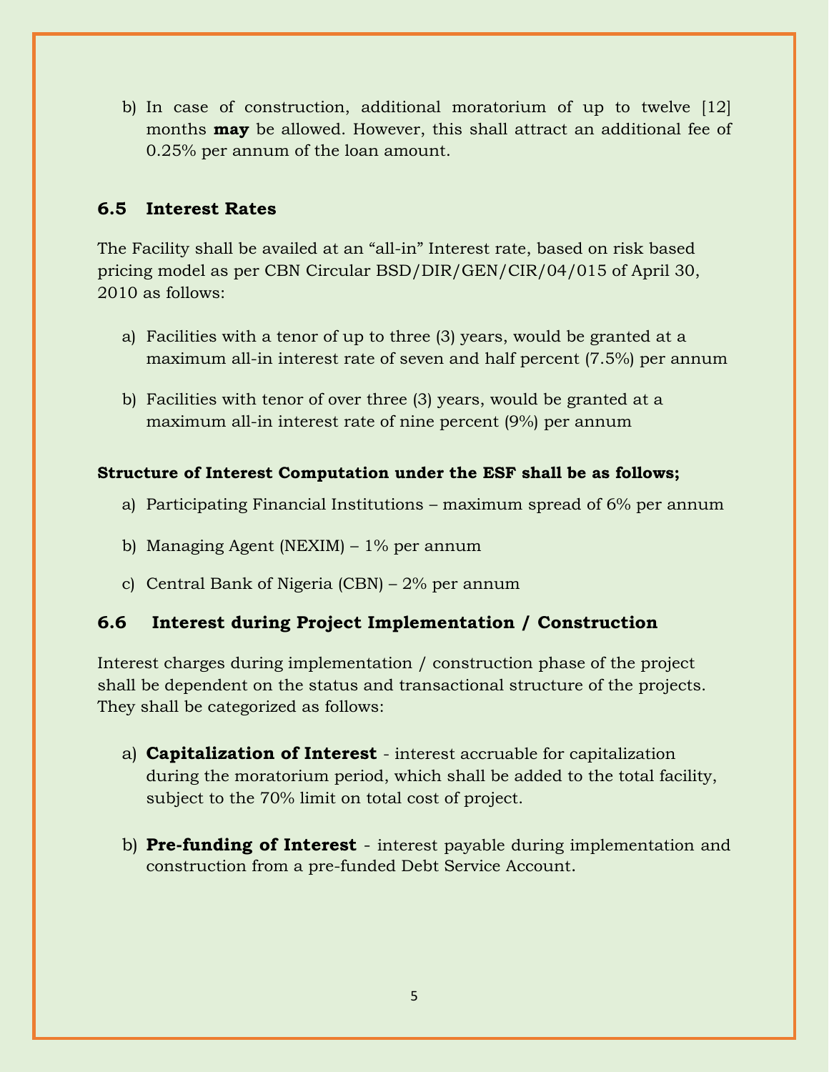b) In case of construction, additional moratorium of up to twelve [12] months **may** be allowed. However, this shall attract an additional fee of 0.25% per annum of the loan amount.

## 6.5 Interest Rates

The Facility shall be availed at an “all-in” Interest rate, based on risk based pricing model as per CBN Circular BSD/DIR/GEN/CIR/04/015 of April 30, 2010 as follows:

a) Facilities with a tenor of up to three (3) years, would be granted at a maximum all-in interest rate of seven and half percent (7.5%) per annum

b) Facilities with tenor of over three (3) years, would be granted at a maximum all-in interest rate of nine percent (9%) per annum

**Structure of Interest Computation under the ESF shall be as follows;**

a) Participating Financial Institutions – maximum spread of 6% per annum

b) Managing Agent (NEXIM) – 1% per annum

c) Central Bank of Nigeria (CBN) – 2% per annum

## 6.6 Interest during Project Implementation / Construction

Interest charges during implementation / construction phase of the project shall be dependent on the status and transactional structure of the projects. They shall be categorized as follows:

a) **Capitalization of Interest** - interest accruable for capitalization during the moratorium period, which shall be added to the total facility, subject to the 70% limit on total cost of project.

b) **Pre-funding of Interest** - interest payable during implementation and construction from a pre-funded Debt Service Account.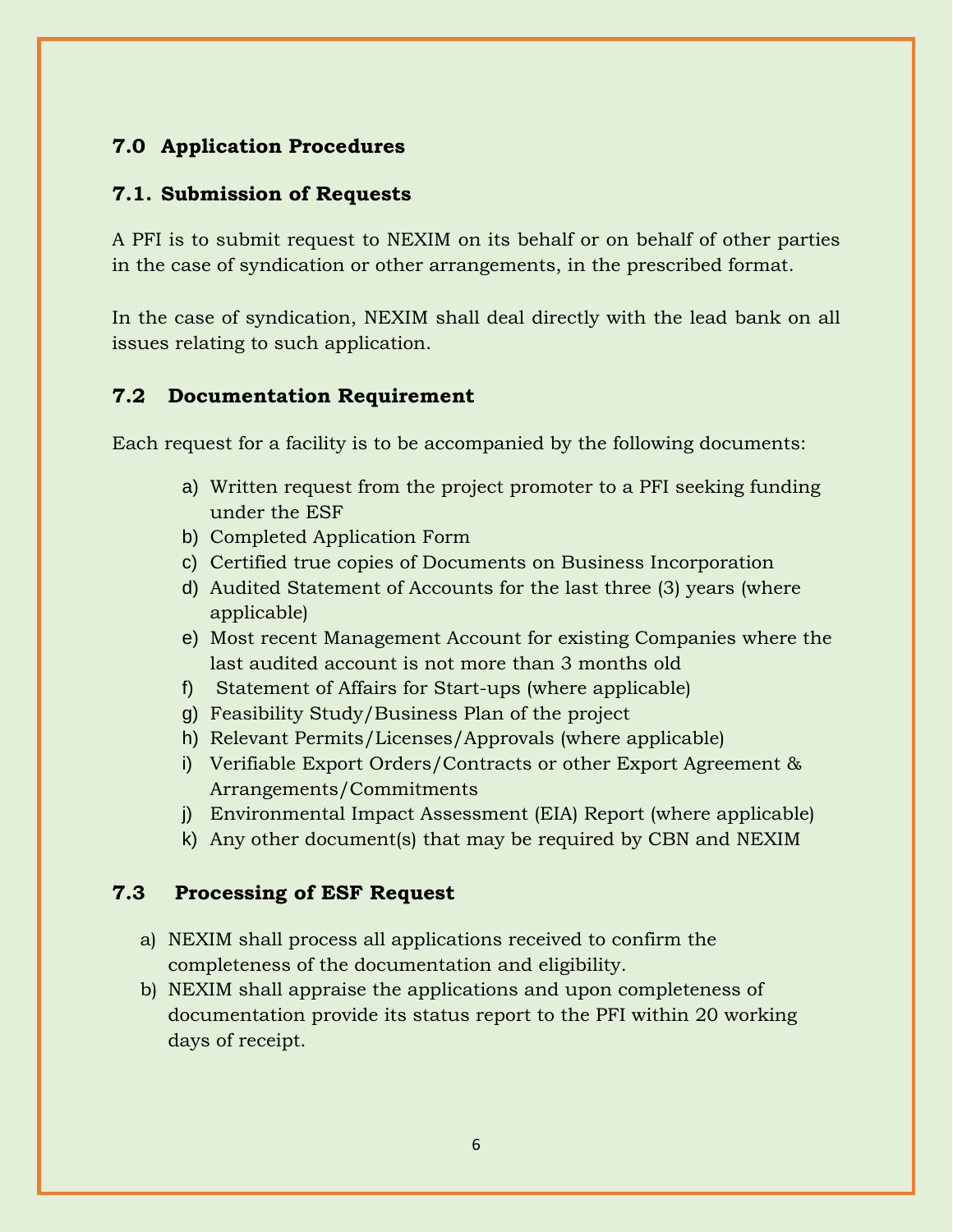## 7.0 Application Procedures

### 7.1. Submission of Requests

A PFI is to submit request to NEXIM on its behalf or on behalf of other parties in the case of syndication or other arrangements, in the prescribed format.

In the case of syndication, NEXIM shall deal directly with the lead bank on all issues relating to such application.

### 7.2 Documentation Requirement

Each request for a facility is to be accompanied by the following documents:

a) Written request from the project promoter to a PFI seeking funding under the ESF
b) Completed Application Form
c) Certified true copies of Documents on Business Incorporation
d) Audited Statement of Accounts for the last three (3) years (where applicable)
e) Most recent Management Account for existing Companies where the last audited account is not more than 3 months old
f) Statement of Affairs for Start-ups (where applicable)
g) Feasibility Study/Business Plan of the project
h) Relevant Permits/Licenses/Approvals (where applicable)
i) Verifiable Export Orders/Contracts or other Export Agreement & Arrangements/Commitments
j) Environmental Impact Assessment (EIA) Report (where applicable)
k) Any other document(s) that may be required by CBN and NEXIM

### 7.3 Processing of ESF Request

a) NEXIM shall process all applications received to confirm the completeness of the documentation and eligibility.
b) NEXIM shall appraise the applications and upon completeness of documentation provide its status report to the PFI within 20 working days of receipt.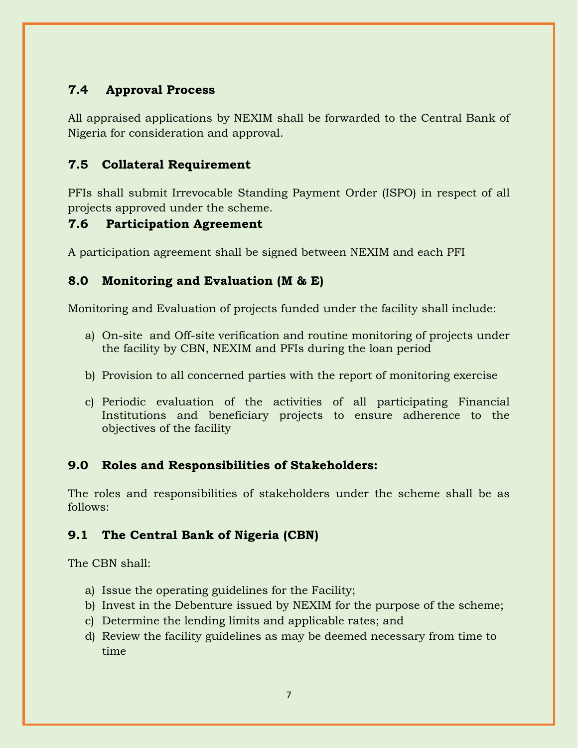### 7.4 Approval Process

All appraised applications by NEXIM shall be forwarded to the Central Bank of Nigeria for consideration and approval.

### 7.5 Collateral Requirement

PFIs shall submit Irrevocable Standing Payment Order (ISPO) in respect of all projects approved under the scheme.

### 7.6 Participation Agreement

A participation agreement shall be signed between NEXIM and each PFI

## 8.0 Monitoring and Evaluation (M & E)

Monitoring and Evaluation of projects funded under the facility shall include:

a) On-site and Off-site verification and routine monitoring of projects under the facility by CBN, NEXIM and PFIs during the loan period

b) Provision to all concerned parties with the report of monitoring exercise

c) Periodic evaluation of the activities of all participating Financial Institutions and beneficiary projects to ensure adherence to the objectives of the facility

## 9.0 Roles and Responsibilities of Stakeholders:

The roles and responsibilities of stakeholders under the scheme shall be as follows:

### 9.1 The Central Bank of Nigeria (CBN)

The CBN shall:

a) Issue the operating guidelines for the Facility;
b) Invest in the Debenture issued by NEXIM for the purpose of the scheme;
c) Determine the lending limits and applicable rates; and
d) Review the facility guidelines as may be deemed necessary from time to time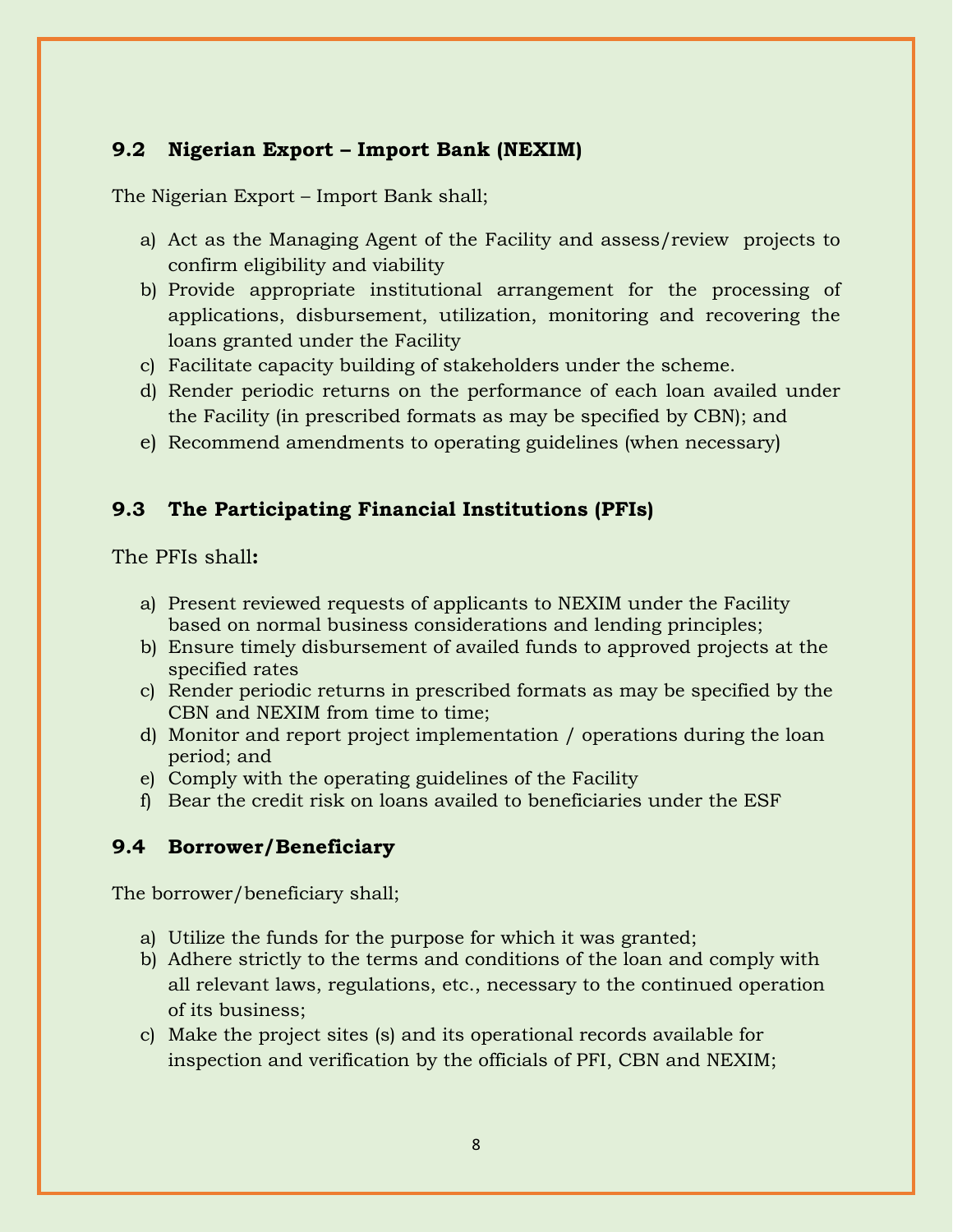### 9.2 Nigerian Export – Import Bank (NEXIM)

The Nigerian Export – Import Bank shall;

a) Act as the Managing Agent of the Facility and assess/review projects to confirm eligibility and viability
b) Provide appropriate institutional arrangement for the processing of applications, disbursement, utilization, monitoring and recovering the loans granted under the Facility
c) Facilitate capacity building of stakeholders under the scheme.
d) Render periodic returns on the performance of each loan availed under the Facility (in prescribed formats as may be specified by CBN); and
e) Recommend amendments to operating guidelines (when necessary)

### 9.3 The Participating Financial Institutions (PFIs)

The PFIs shall**:**

a) Present reviewed requests of applicants to NEXIM under the Facility based on normal business considerations and lending principles;
b) Ensure timely disbursement of availed funds to approved projects at the specified rates
c) Render periodic returns in prescribed formats as may be specified by the CBN and NEXIM from time to time;
d) Monitor and report project implementation / operations during the loan period; and
e) Comply with the operating guidelines of the Facility
f) Bear the credit risk on loans availed to beneficiaries under the ESF

### 9.4 Borrower/Beneficiary

The borrower/beneficiary shall;

a) Utilize the funds for the purpose for which it was granted;
b) Adhere strictly to the terms and conditions of the loan and comply with all relevant laws, regulations, etc., necessary to the continued operation of its business;
c) Make the project sites (s) and its operational records available for inspection and verification by the officials of PFI, CBN and NEXIM;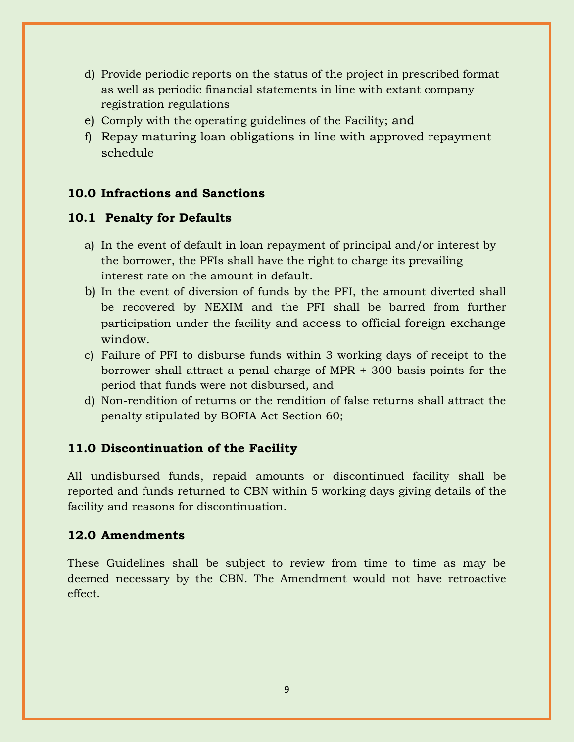d) Provide periodic reports on the status of the project in prescribed format as well as periodic financial statements in line with extant company registration regulations
e) Comply with the operating guidelines of the Facility; and
f) Repay maturing loan obligations in line with approved repayment schedule

## 10.0 Infractions and Sanctions

### 10.1 Penalty for Defaults

a) In the event of default in loan repayment of principal and/or interest by the borrower, the PFIs shall have the right to charge its prevailing interest rate on the amount in default.
b) In the event of diversion of funds by the PFI, the amount diverted shall be recovered by NEXIM and the PFI shall be barred from further participation under the facility and access to official foreign exchange window.
c) Failure of PFI to disburse funds within 3 working days of receipt to the borrower shall attract a penal charge of MPR + 300 basis points for the period that funds were not disbursed, and
d) Non-rendition of returns or the rendition of false returns shall attract the penalty stipulated by BOFIA Act Section 60;

## 11.0 Discontinuation of the Facility

All undisbursed funds, repaid amounts or discontinued facility shall be reported and funds returned to CBN within 5 working days giving details of the facility and reasons for discontinuation.

## 12.0 Amendments

These Guidelines shall be subject to review from time to time as may be deemed necessary by the CBN. The Amendment would not have retroactive effect.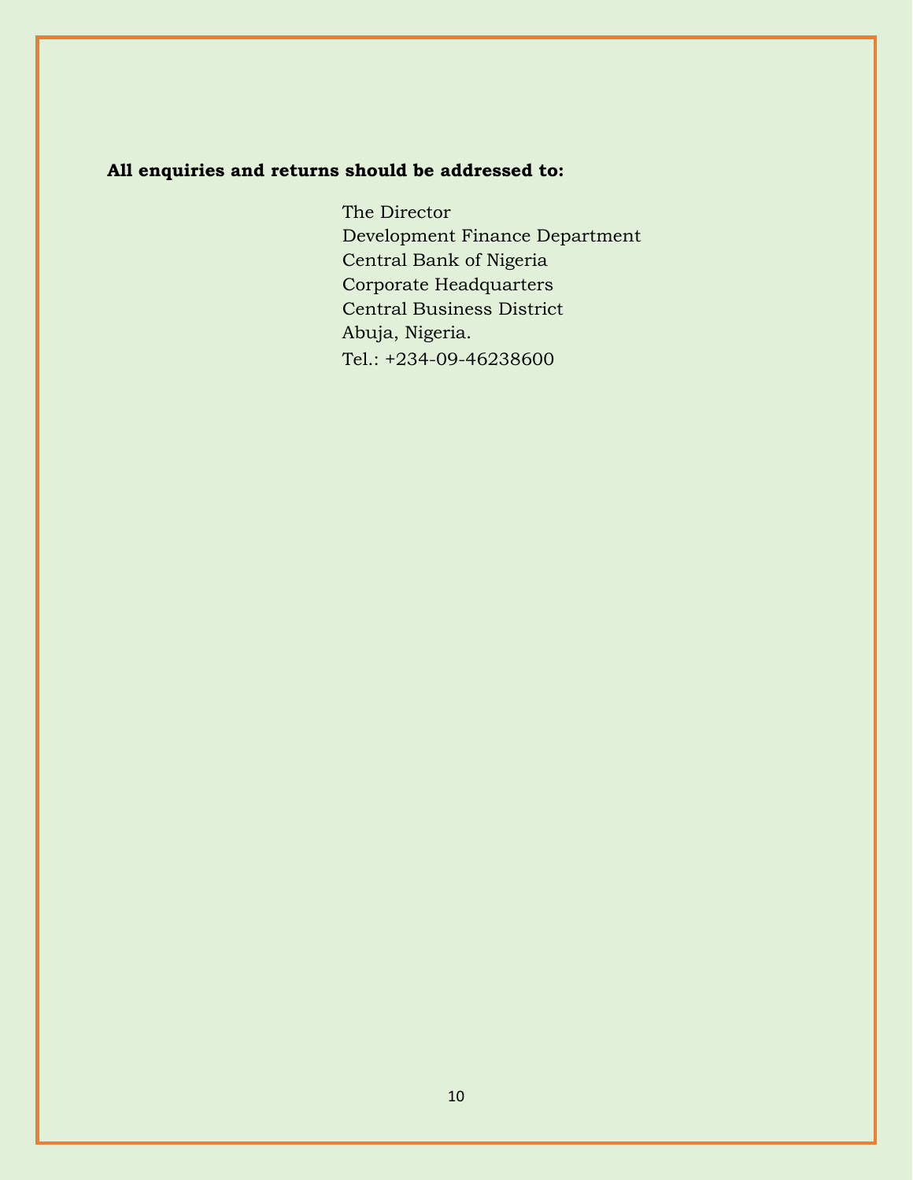**All enquiries and returns should be addressed to:**

The Director  
Development Finance Department  
Central Bank of Nigeria  
Corporate Headquarters  
Central Business District  
Abuja, Nigeria.  
Tel.: +234-09-46238600